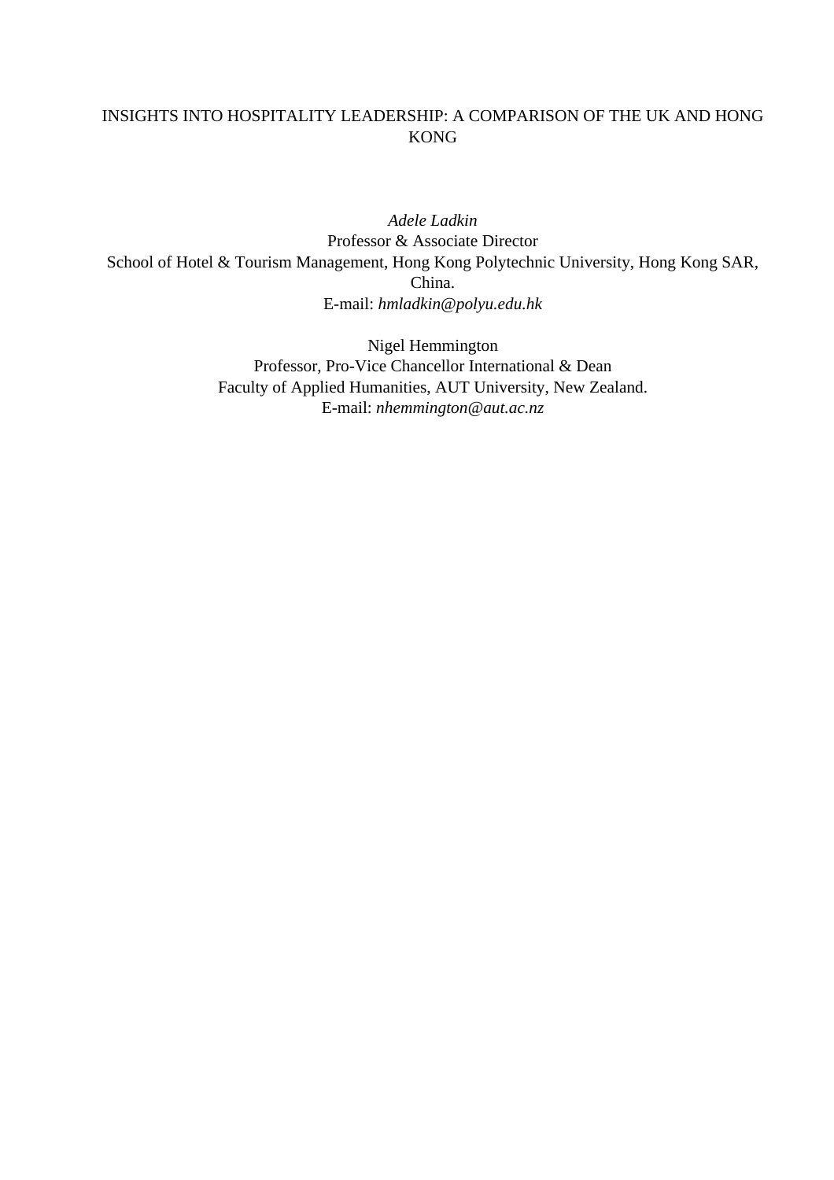# INSIGHTS INTO HOSPITALITY LEADERSHIP: A COMPARISON OF THE UK AND HONG KONG

*Adele Ladkin*
Professor & Associate Director
School of Hotel & Tourism Management, Hong Kong Polytechnic University, Hong Kong SAR, China.
E-mail: *hmladkin@polyu.edu.hk*

Nigel Hemmington
Professor, Pro-Vice Chancellor International & Dean
Faculty of Applied Humanities, AUT University, New Zealand.
E-mail: *nhemmington@aut.ac.nz*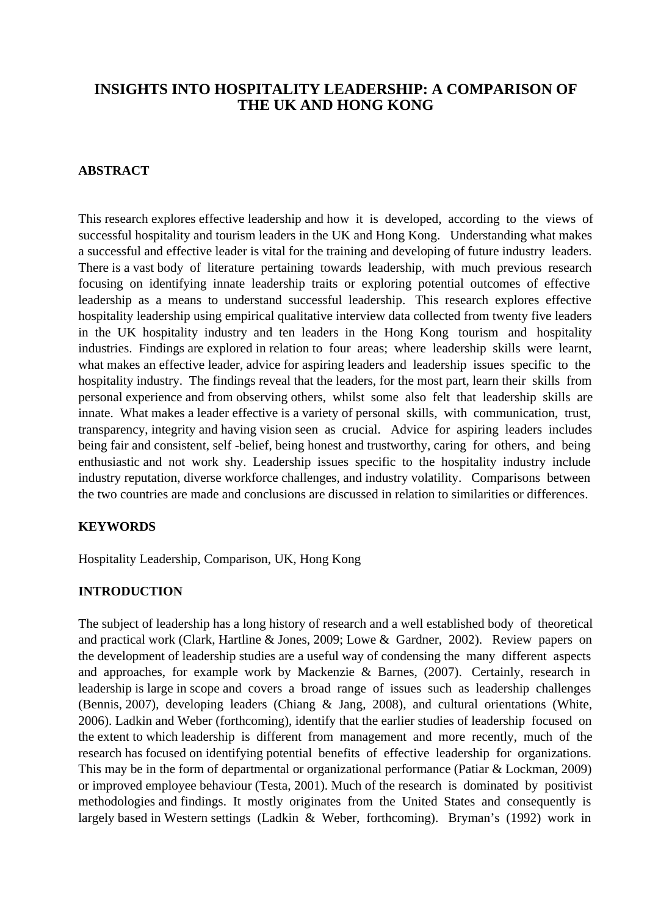# INSIGHTS INTO HOSPITALITY LEADERSHIP: A COMPARISON OF THE UK AND HONG KONG

## ABSTRACT

This research explores effective leadership and how it is developed, according to the views of successful hospitality and tourism leaders in the UK and Hong Kong. Understanding what makes a successful and effective leader is vital for the training and developing of future industry leaders. There is a vast body of literature pertaining towards leadership, with much previous research focusing on identifying innate leadership traits or exploring potential outcomes of effective leadership as a means to understand successful leadership. This research explores effective hospitality leadership using empirical qualitative interview data collected from twenty five leaders in the UK hospitality industry and ten leaders in the Hong Kong tourism and hospitality industries. Findings are explored in relation to four areas; where leadership skills were learnt, what makes an effective leader, advice for aspiring leaders and leadership issues specific to the hospitality industry. The findings reveal that the leaders, for the most part, learn their skills from personal experience and from observing others, whilst some also felt that leadership skills are innate. What makes a leader effective is a variety of personal skills, with communication, trust, transparency, integrity and having vision seen as crucial. Advice for aspiring leaders includes being fair and consistent, self -belief, being honest and trustworthy, caring for others, and being enthusiastic and not work shy. Leadership issues specific to the hospitality industry include industry reputation, diverse workforce challenges, and industry volatility. Comparisons between the two countries are made and conclusions are discussed in relation to similarities or differences.

## KEYWORDS

Hospitality Leadership, Comparison, UK, Hong Kong

## INTRODUCTION

The subject of leadership has a long history of research and a well established body of theoretical and practical work (Clark, Hartline & Jones, 2009; Lowe & Gardner, 2002). Review papers on the development of leadership studies are a useful way of condensing the many different aspects and approaches, for example work by Mackenzie & Barnes, (2007). Certainly, research in leadership is large in scope and covers a broad range of issues such as leadership challenges (Bennis, 2007), developing leaders (Chiang & Jang, 2008), and cultural orientations (White, 2006). Ladkin and Weber (forthcoming), identify that the earlier studies of leadership focused on the extent to which leadership is different from management and more recently, much of the research has focused on identifying potential benefits of effective leadership for organizations. This may be in the form of departmental or organizational performance (Patiar & Lockman, 2009) or improved employee behaviour (Testa, 2001). Much of the research is dominated by positivist methodologies and findings. It mostly originates from the United States and consequently is largely based in Western settings (Ladkin & Weber, forthcoming). Bryman's (1992) work in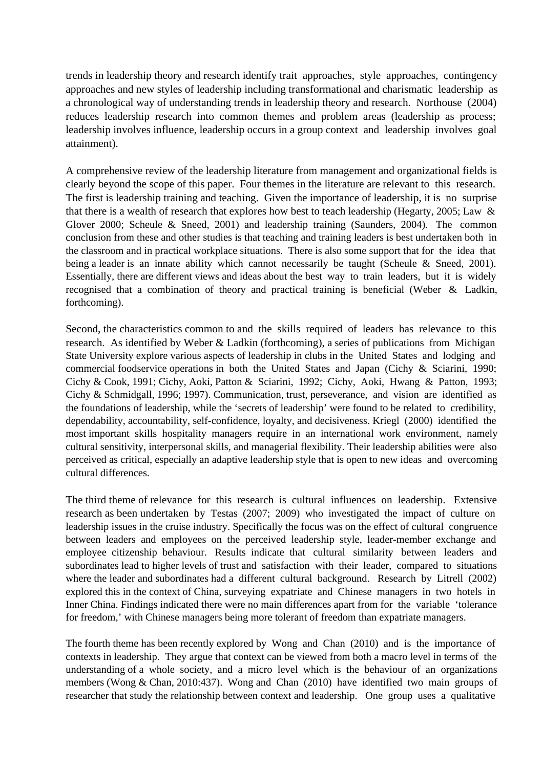trends in leadership theory and research identify trait approaches, style approaches, contingency approaches and new styles of leadership including transformational and charismatic leadership as a chronological way of understanding trends in leadership theory and research. Northouse (2004) reduces leadership research into common themes and problem areas (leadership as process; leadership involves influence, leadership occurs in a group context and leadership involves goal attainment).

A comprehensive review of the leadership literature from management and organizational fields is clearly beyond the scope of this paper. Four themes in the literature are relevant to this research. The first is leadership training and teaching. Given the importance of leadership, it is no surprise that there is a wealth of research that explores how best to teach leadership (Hegarty, 2005; Law & Glover 2000; Scheule & Sneed, 2001) and leadership training (Saunders, 2004). The common conclusion from these and other studies is that teaching and training leaders is best undertaken both in the classroom and in practical workplace situations. There is also some support that for the idea that being a leader is an innate ability which cannot necessarily be taught (Scheule & Sneed, 2001). Essentially, there are different views and ideas about the best way to train leaders, but it is widely recognised that a combination of theory and practical training is beneficial (Weber & Ladkin, forthcoming).

Second, the characteristics common to and the skills required of leaders has relevance to this research. As identified by Weber & Ladkin (forthcoming), a series of publications from Michigan State University explore various aspects of leadership in clubs in the United States and lodging and commercial foodservice operations in both the United States and Japan (Cichy & Sciarini, 1990; Cichy & Cook, 1991; Cichy, Aoki, Patton & Sciarini, 1992; Cichy, Aoki, Hwang & Patton, 1993; Cichy & Schmidgall, 1996; 1997). Communication, trust, perseverance, and vision are identified as the foundations of leadership, while the 'secrets of leadership' were found to be related to credibility, dependability, accountability, self-confidence, loyalty, and decisiveness. Kriegl (2000) identified the most important skills hospitality managers require in an international work environment, namely cultural sensitivity, interpersonal skills, and managerial flexibility. Their leadership abilities were also perceived as critical, especially an adaptive leadership style that is open to new ideas and overcoming cultural differences.

The third theme of relevance for this research is cultural influences on leadership. Extensive research as been undertaken by Testas (2007; 2009) who investigated the impact of culture on leadership issues in the cruise industry. Specifically the focus was on the effect of cultural congruence between leaders and employees on the perceived leadership style, leader-member exchange and employee citizenship behaviour. Results indicate that cultural similarity between leaders and subordinates lead to higher levels of trust and satisfaction with their leader, compared to situations where the leader and subordinates had a different cultural background. Research by Litrell (2002) explored this in the context of China, surveying expatriate and Chinese managers in two hotels in Inner China. Findings indicated there were no main differences apart from for the variable 'tolerance for freedom,' with Chinese managers being more tolerant of freedom than expatriate managers.

The fourth theme has been recently explored by Wong and Chan (2010) and is the importance of contexts in leadership. They argue that context can be viewed from both a macro level in terms of the understanding of a whole society, and a micro level which is the behaviour of an organizations members (Wong & Chan, 2010:437). Wong and Chan (2010) have identified two main groups of researcher that study the relationship between context and leadership. One group uses a qualitative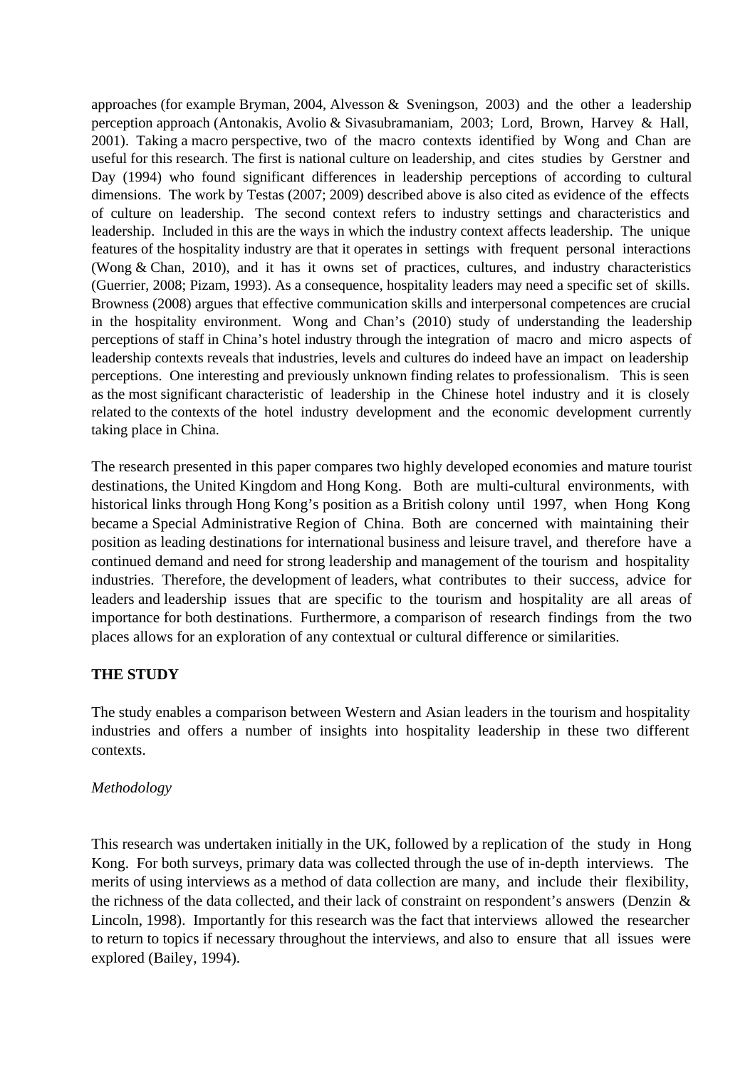approaches (for example Bryman, 2004, Alvesson & Sveningson, 2003) and the other a leadership perception approach (Antonakis, Avolio & Sivasubramaniam, 2003; Lord, Brown, Harvey & Hall, 2001). Taking a macro perspective, two of the macro contexts identified by Wong and Chan are useful for this research. The first is national culture on leadership, and cites studies by Gerstner and Day (1994) who found significant differences in leadership perceptions of according to cultural dimensions. The work by Testas (2007; 2009) described above is also cited as evidence of the effects of culture on leadership. The second context refers to industry settings and characteristics and leadership. Included in this are the ways in which the industry context affects leadership. The unique features of the hospitality industry are that it operates in settings with frequent personal interactions (Wong & Chan, 2010), and it has it owns set of practices, cultures, and industry characteristics (Guerrier, 2008; Pizam, 1993). As a consequence, hospitality leaders may need a specific set of skills. Browness (2008) argues that effective communication skills and interpersonal competences are crucial in the hospitality environment. Wong and Chan's (2010) study of understanding the leadership perceptions of staff in China's hotel industry through the integration of macro and micro aspects of leadership contexts reveals that industries, levels and cultures do indeed have an impact on leadership perceptions. One interesting and previously unknown finding relates to professionalism. This is seen as the most significant characteristic of leadership in the Chinese hotel industry and it is closely related to the contexts of the hotel industry development and the economic development currently taking place in China.

The research presented in this paper compares two highly developed economies and mature tourist destinations, the United Kingdom and Hong Kong. Both are multi-cultural environments, with historical links through Hong Kong's position as a British colony until 1997, when Hong Kong became a Special Administrative Region of China. Both are concerned with maintaining their position as leading destinations for international business and leisure travel, and therefore have a continued demand and need for strong leadership and management of the tourism and hospitality industries. Therefore, the development of leaders, what contributes to their success, advice for leaders and leadership issues that are specific to the tourism and hospitality are all areas of importance for both destinations. Furthermore, a comparison of research findings from the two places allows for an exploration of any contextual or cultural difference or similarities.

## THE STUDY

The study enables a comparison between Western and Asian leaders in the tourism and hospitality industries and offers a number of insights into hospitality leadership in these two different contexts.

### *Methodology*

This research was undertaken initially in the UK, followed by a replication of the study in Hong Kong. For both surveys, primary data was collected through the use of in-depth interviews. The merits of using interviews as a method of data collection are many, and include their flexibility, the richness of the data collected, and their lack of constraint on respondent's answers (Denzin & Lincoln, 1998). Importantly for this research was the fact that interviews allowed the researcher to return to topics if necessary throughout the interviews, and also to ensure that all issues were explored (Bailey, 1994).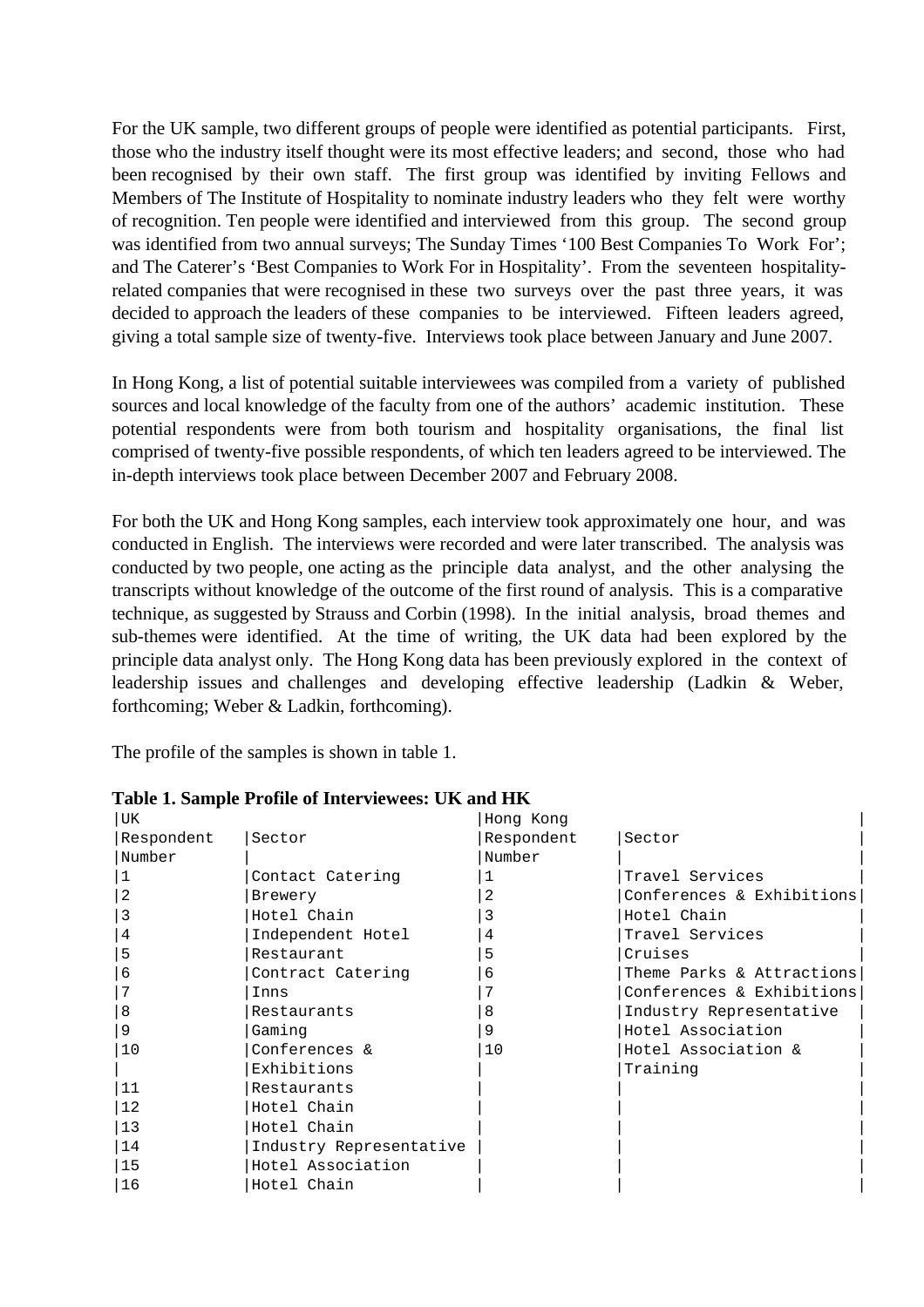For the UK sample, two different groups of people were identified as potential participants. First, those who the industry itself thought were its most effective leaders; and second, those who had been recognised by their own staff. The first group was identified by inviting Fellows and Members of The Institute of Hospitality to nominate industry leaders who they felt were worthy of recognition. Ten people were identified and interviewed from this group. The second group was identified from two annual surveys; The Sunday Times '100 Best Companies To Work For'; and The Caterer's 'Best Companies to Work For in Hospitality'. From the seventeen hospitality-related companies that were recognised in these two surveys over the past three years, it was decided to approach the leaders of these companies to be interviewed. Fifteen leaders agreed, giving a total sample size of twenty-five. Interviews took place between January and June 2007.

In Hong Kong, a list of potential suitable interviewees was compiled from a variety of published sources and local knowledge of the faculty from one of the authors' academic institution. These potential respondents were from both tourism and hospitality organisations, the final list comprised of twenty-five possible respondents, of which ten leaders agreed to be interviewed. The in-depth interviews took place between December 2007 and February 2008.

For both the UK and Hong Kong samples, each interview took approximately one hour, and was conducted in English. The interviews were recorded and were later transcribed. The analysis was conducted by two people, one acting as the principle data analyst, and the other analysing the transcripts without knowledge of the outcome of the first round of analysis. This is a comparative technique, as suggested by Strauss and Corbin (1998). In the initial analysis, broad themes and sub-themes were identified. At the time of writing, the UK data had been explored by the principle data analyst only. The Hong Kong data has been previously explored in the context of leadership issues and challenges and developing effective leadership (Ladkin & Weber, forthcoming; Weber & Ladkin, forthcoming).

The profile of the samples is shown in table 1.

**Table 1. Sample Profile of Interviewees: UK and HK**

| UK | | Hong Kong | |
|---|---|---|---|
| Respondent Number | Sector | Respondent Number | Sector |
| 1 | Contact Catering | 1 | Travel Services |
| 2 | Brewery | 2 | Conferences & Exhibitions |
| 3 | Hotel Chain | 3 | Hotel Chain |
| 4 | Independent Hotel | 4 | Travel Services |
| 5 | Restaurant | 5 | Cruises |
| 6 | Contract Catering | 6 | Theme Parks & Attractions |
| 7 | Inns | 7 | Conferences & Exhibitions |
| 8 | Restaurants | 8 | Industry Representative |
| 9 | Gaming | 9 | Hotel Association |
| 10 | Conferences & Exhibitions | 10 | Hotel Association & Training |
| 11 | Restaurants | | |
| 12 | Hotel Chain | | |
| 13 | Hotel Chain | | |
| 14 | Industry Representative | | |
| 15 | Hotel Association | | |
| 16 | Hotel Chain | | |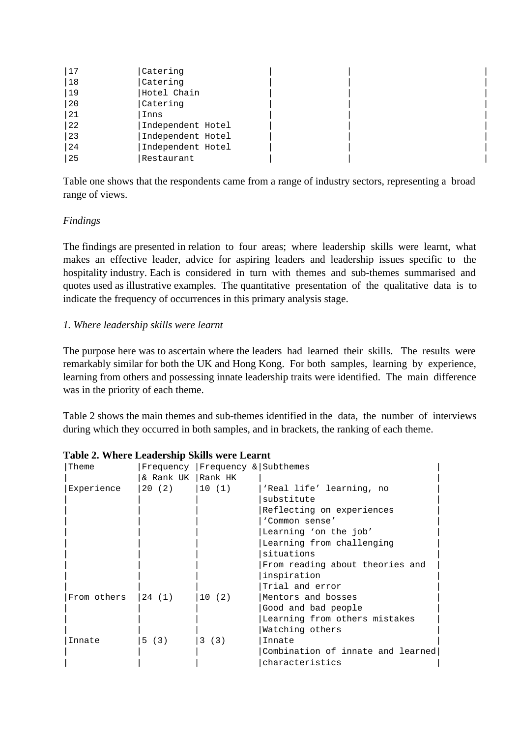| | | | | |
|---|---|---|---|---|
| 17 | Catering | | | |
| 18 | Catering | | | |
| 19 | Hotel Chain | | | |
| 20 | Catering | | | |
| 21 | Inns | | | |
| 22 | Independent Hotel | | | |
| 23 | Independent Hotel | | | |
| 24 | Independent Hotel | | | |
| 25 | Restaurant | | | |

Table one shows that the respondents came from a range of industry sectors, representing a broad range of views.

*Findings*

The findings are presented in relation to four areas; where leadership skills were learnt, what makes an effective leader, advice for aspiring leaders and leadership issues specific to the hospitality industry. Each is considered in turn with themes and sub-themes summarised and quotes used as illustrative examples. The quantitative presentation of the qualitative data is to indicate the frequency of occurrences in this primary analysis stage.

*1. Where leadership skills were learnt*

The purpose here was to ascertain where the leaders had learned their skills. The results were remarkably similar for both the UK and Hong Kong. For both samples, learning by experience, learning from others and possessing innate leadership traits were identified. The main difference was in the priority of each theme.

Table 2 shows the main themes and sub-themes identified in the data, the number of interviews during which they occurred in both samples, and in brackets, the ranking of each theme.

**Table 2. Where Leadership Skills were Learnt**

| Theme | Frequency & Rank UK | Frequency & Rank HK | Subthemes |
|---|---|---|---|
| Experience | 20 (2) | 10 (1) | 'Real life' learning, no substitute<br>Reflecting on experiences<br>'Common sense'<br>Learning 'on the job'<br>Learning from challenging situations<br>From reading about theories and inspiration<br>Trial and error |
| From others | 24 (1) | 10 (2) | Mentors and bosses<br>Good and bad people<br>Learning from others mistakes<br>Watching others |
| Innate | 5 (3) | 3 (3) | Innate<br>Combination of innate and learned characteristics |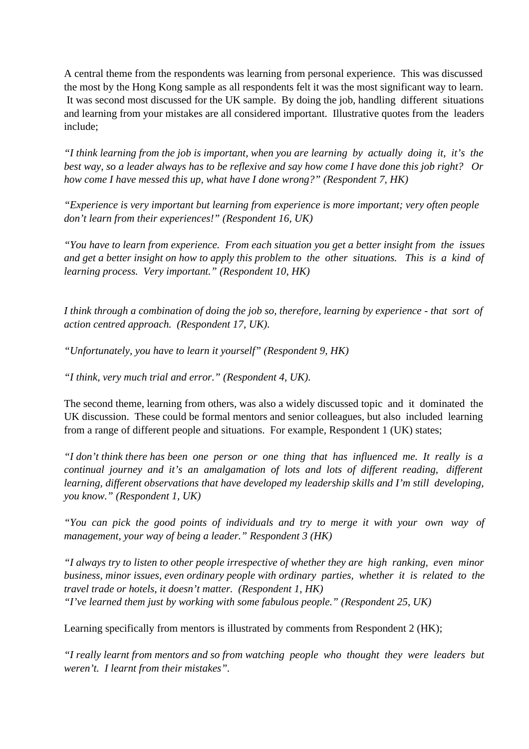A central theme from the respondents was learning from personal experience. This was discussed the most by the Hong Kong sample as all respondents felt it was the most significant way to learn. It was second most discussed for the UK sample. By doing the job, handling different situations and learning from your mistakes are all considered important. Illustrative quotes from the leaders include;

*"I think learning from the job is important, when you are learning by actually doing it, it's the best way, so a leader always has to be reflexive and say how come I have done this job right? Or how come I have messed this up, what have I done wrong?" (Respondent 7, HK)*

*"Experience is very important but learning from experience is more important; very often people don't learn from their experiences!" (Respondent 16, UK)*

*"You have to learn from experience. From each situation you get a better insight from the issues and get a better insight on how to apply this problem to the other situations. This is a kind of learning process. Very important." (Respondent 10, HK)*

*I think through a combination of doing the job so, therefore, learning by experience - that sort of action centred approach. (Respondent 17, UK).*

*"Unfortunately, you have to learn it yourself" (Respondent 9, HK)*

*"I think, very much trial and error." (Respondent 4, UK).*

The second theme, learning from others, was also a widely discussed topic and it dominated the UK discussion. These could be formal mentors and senior colleagues, but also included learning from a range of different people and situations. For example, Respondent 1 (UK) states;

*"I don't think there has been one person or one thing that has influenced me. It really is a continual journey and it's an amalgamation of lots and lots of different reading, different learning, different observations that have developed my leadership skills and I'm still developing, you know." (Respondent 1, UK)*

*"You can pick the good points of individuals and try to merge it with your own way of management, your way of being a leader." Respondent 3 (HK)*

*"I always try to listen to other people irrespective of whether they are high ranking, even minor business, minor issues, even ordinary people with ordinary parties, whether it is related to the travel trade or hotels, it doesn't matter. (Respondent 1, HK)*
*"I've learned them just by working with some fabulous people." (Respondent 25, UK)*

Learning specifically from mentors is illustrated by comments from Respondent 2 (HK);

*"I really learnt from mentors and so from watching people who thought they were leaders but weren't. I learnt from their mistakes".*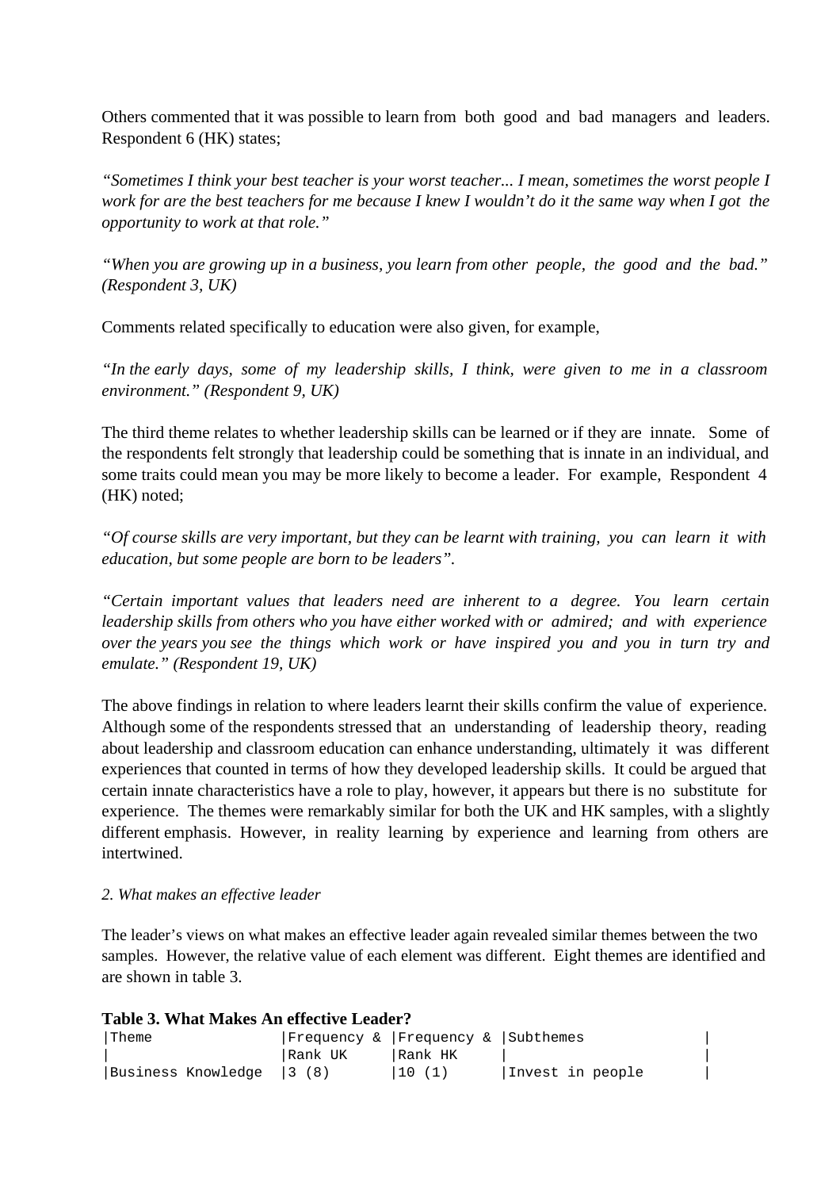Others commented that it was possible to learn from both good and bad managers and leaders. Respondent 6 (HK) states;

*"Sometimes I think your best teacher is your worst teacher... I mean, sometimes the worst people I work for are the best teachers for me because I knew I wouldn't do it the same way when I got the opportunity to work at that role."*

*"When you are growing up in a business, you learn from other people, the good and the bad." (Respondent 3, UK)*

Comments related specifically to education were also given, for example,

*"In the early days, some of my leadership skills, I think, were given to me in a classroom environment." (Respondent 9, UK)*

The third theme relates to whether leadership skills can be learned or if they are innate. Some of the respondents felt strongly that leadership could be something that is innate in an individual, and some traits could mean you may be more likely to become a leader. For example, Respondent 4 (HK) noted;

*"Of course skills are very important, but they can be learnt with training, you can learn it with education, but some people are born to be leaders".*

*"Certain important values that leaders need are inherent to a degree. You learn certain leadership skills from others who you have either worked with or admired; and with experience over the years you see the things which work or have inspired you and you in turn try and emulate." (Respondent 19, UK)*

The above findings in relation to where leaders learnt their skills confirm the value of experience. Although some of the respondents stressed that an understanding of leadership theory, reading about leadership and classroom education can enhance understanding, ultimately it was different experiences that counted in terms of how they developed leadership skills. It could be argued that certain innate characteristics have a role to play, however, it appears but there is no substitute for experience. The themes were remarkably similar for both the UK and HK samples, with a slightly different emphasis. However, in reality learning by experience and learning from others are intertwined.

*2. What makes an effective leader*

The leader's views on what makes an effective leader again revealed similar themes between the two samples. However, the relative value of each element was different. Eight themes are identified and are shown in table 3.

**Table 3. What Makes An effective Leader?**

| Theme | Frequency & Rank UK | Frequency & Rank HK | Subthemes |
|---|---|---|---|
| Business Knowledge | 3 (8) | 10 (1) | Invest in people |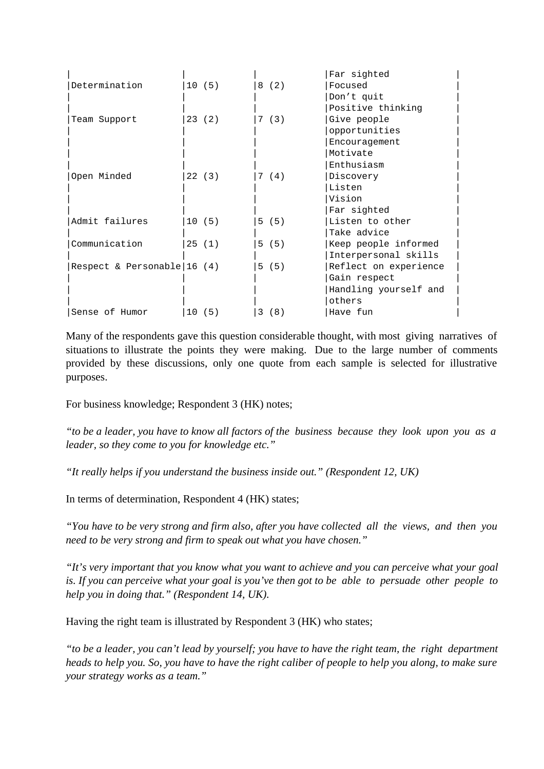| | | | |
|---|---|---|---|
| | | | Far sighted |
| Determination | 10 (5) | 8 (2) | Focused<br>Don't quit<br>Positive thinking |
| Team Support | 23 (2) | 7 (3) | Give people opportunities<br>Encouragement<br>Motivate<br>Enthusiasm |
| Open Minded | 22 (3) | 7 (4) | Discovery<br>Listen<br>Vision<br>Far sighted |
| Admit failures | 10 (5) | 5 (5) | Listen to other<br>Take advice |
| Communication | 25 (1) | 5 (5) | Keep people informed<br>Interpersonal skills |
| Respect & Personable | 16 (4) | 5 (5) | Reflect on experience<br>Gain respect<br>Handling yourself and others |
| Sense of Humor | 10 (5) | 3 (8) | Have fun |

Many of the respondents gave this question considerable thought, with most giving narratives of situations to illustrate the points they were making. Due to the large number of comments provided by these discussions, only one quote from each sample is selected for illustrative purposes.

For business knowledge; Respondent 3 (HK) notes;

*"to be a leader, you have to know all factors of the business because they look upon you as a leader, so they come to you for knowledge etc."*

*"It really helps if you understand the business inside out." (Respondent 12, UK)*

In terms of determination, Respondent 4 (HK) states;

*"You have to be very strong and firm also, after you have collected all the views, and then you need to be very strong and firm to speak out what you have chosen."*

*"It's very important that you know what you want to achieve and you can perceive what your goal is. If you can perceive what your goal is you've then got to be able to persuade other people to help you in doing that." (Respondent 14, UK).*

Having the right team is illustrated by Respondent 3 (HK) who states;

*"to be a leader, you can't lead by yourself; you have to have the right team, the right department heads to help you. So, you have to have the right caliber of people to help you along, to make sure your strategy works as a team."*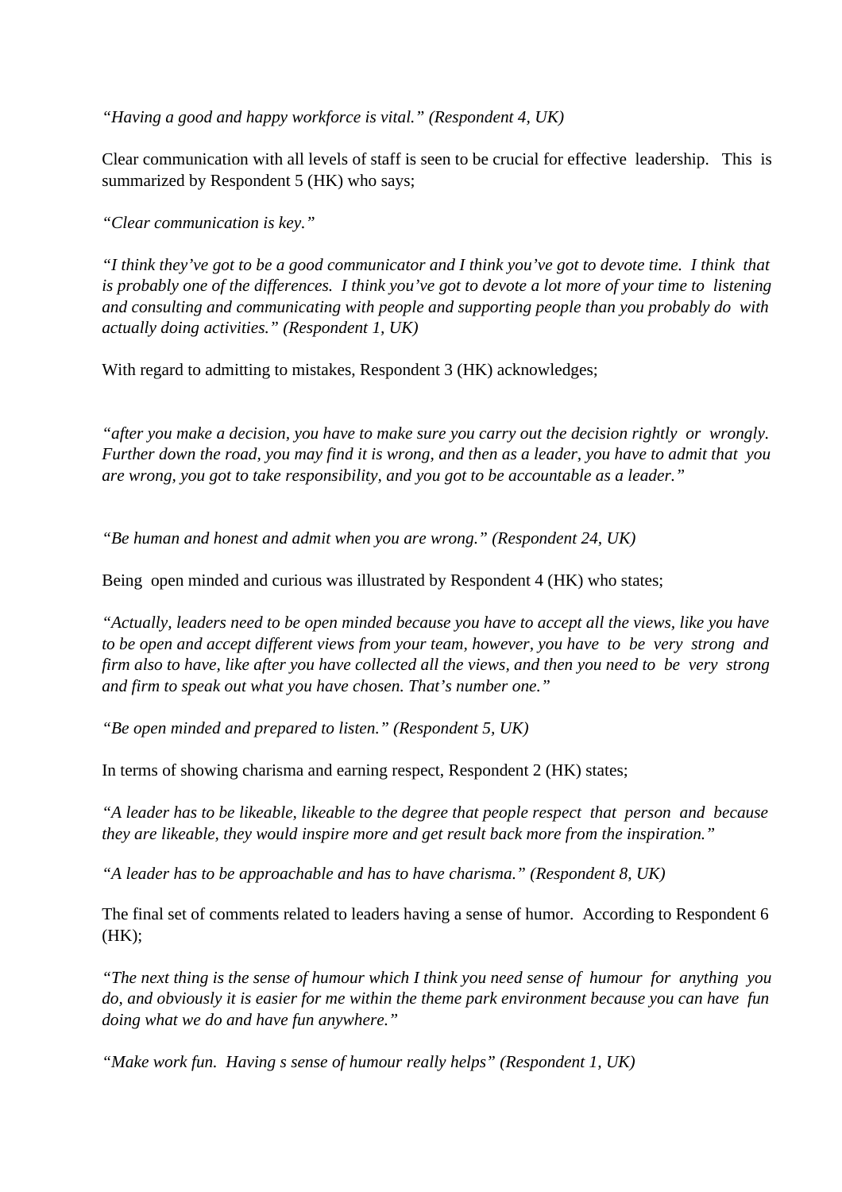*"Having a good and happy workforce is vital." (Respondent 4, UK)*

Clear communication with all levels of staff is seen to be crucial for effective leadership. This is summarized by Respondent 5 (HK) who says;

*"Clear communication is key."*

*"I think they've got to be a good communicator and I think you've got to devote time. I think that is probably one of the differences. I think you've got to devote a lot more of your time to listening and consulting and communicating with people and supporting people than you probably do with actually doing activities." (Respondent 1, UK)*

With regard to admitting to mistakes, Respondent 3 (HK) acknowledges;

*"after you make a decision, you have to make sure you carry out the decision rightly or wrongly. Further down the road, you may find it is wrong, and then as a leader, you have to admit that you are wrong, you got to take responsibility, and you got to be accountable as a leader."*

*"Be human and honest and admit when you are wrong." (Respondent 24, UK)*

Being open minded and curious was illustrated by Respondent 4 (HK) who states;

*"Actually, leaders need to be open minded because you have to accept all the views, like you have to be open and accept different views from your team, however, you have to be very strong and firm also to have, like after you have collected all the views, and then you need to be very strong and firm to speak out what you have chosen. That's number one."*

*"Be open minded and prepared to listen." (Respondent 5, UK)*

In terms of showing charisma and earning respect, Respondent 2 (HK) states;

*"A leader has to be likeable, likeable to the degree that people respect that person and because they are likeable, they would inspire more and get result back more from the inspiration."*

*"A leader has to be approachable and has to have charisma." (Respondent 8, UK)*

The final set of comments related to leaders having a sense of humor. According to Respondent 6 (HK);

*"The next thing is the sense of humour which I think you need sense of humour for anything you do, and obviously it is easier for me within the theme park environment because you can have fun doing what we do and have fun anywhere."*

*"Make work fun. Having s sense of humour really helps" (Respondent 1, UK)*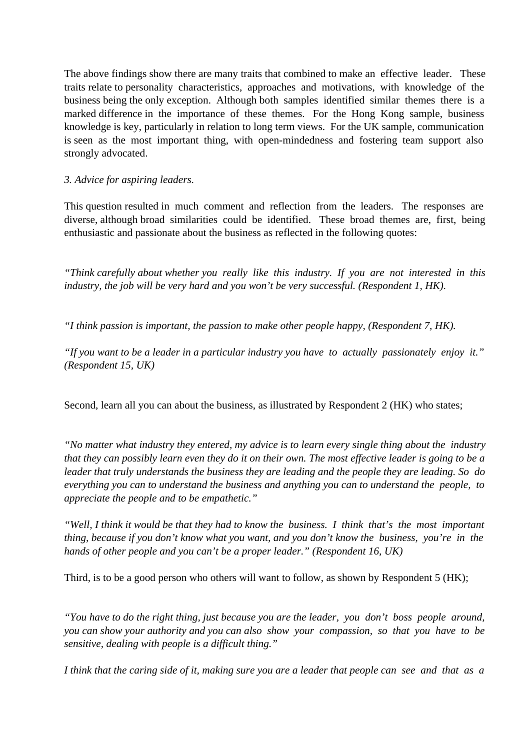The above findings show there are many traits that combined to make an effective leader. These traits relate to personality characteristics, approaches and motivations, with knowledge of the business being the only exception. Although both samples identified similar themes there is a marked difference in the importance of these themes. For the Hong Kong sample, business knowledge is key, particularly in relation to long term views. For the UK sample, communication is seen as the most important thing, with open-mindedness and fostering team support also strongly advocated.

*3. Advice for aspiring leaders.*

This question resulted in much comment and reflection from the leaders. The responses are diverse, although broad similarities could be identified. These broad themes are, first, being enthusiastic and passionate about the business as reflected in the following quotes:

*"Think carefully about whether you really like this industry. If you are not interested in this industry, the job will be very hard and you won't be very successful. (Respondent 1, HK).*

*"I think passion is important, the passion to make other people happy, (Respondent 7, HK).*

*"If you want to be a leader in a particular industry you have to actually passionately enjoy it." (Respondent 15, UK)*

Second, learn all you can about the business, as illustrated by Respondent 2 (HK) who states;

*"No matter what industry they entered, my advice is to learn every single thing about the industry that they can possibly learn even they do it on their own. The most effective leader is going to be a leader that truly understands the business they are leading and the people they are leading. So do everything you can to understand the business and anything you can to understand the people, to appreciate the people and to be empathetic."*

*"Well, I think it would be that they had to know the business. I think that's the most important thing, because if you don't know what you want, and you don't know the business, you're in the hands of other people and you can't be a proper leader." (Respondent 16, UK)*

Third, is to be a good person who others will want to follow, as shown by Respondent 5 (HK);

*"You have to do the right thing, just because you are the leader, you don't boss people around, you can show your authority and you can also show your compassion, so that you have to be sensitive, dealing with people is a difficult thing."*

*I think that the caring side of it, making sure you are a leader that people can see and that as a*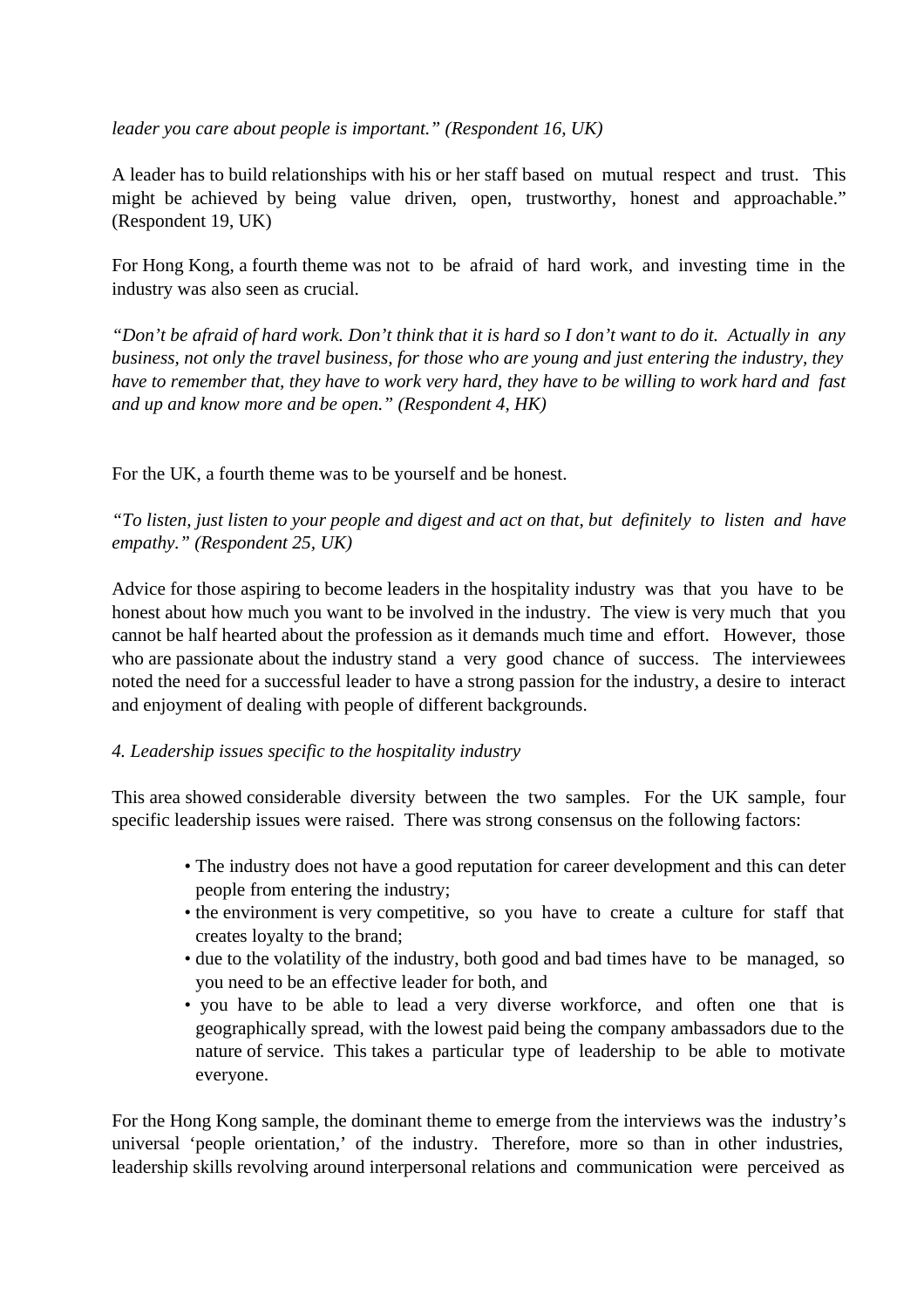*leader you care about people is important." (Respondent 16, UK)*

A leader has to build relationships with his or her staff based on mutual respect and trust. This might be achieved by being value driven, open, trustworthy, honest and approachable." (Respondent 19, UK)

For Hong Kong, a fourth theme was not to be afraid of hard work, and investing time in the industry was also seen as crucial.

*"Don't be afraid of hard work. Don't think that it is hard so I don't want to do it. Actually in any business, not only the travel business, for those who are young and just entering the industry, they have to remember that, they have to work very hard, they have to be willing to work hard and fast and up and know more and be open." (Respondent 4, HK)*

For the UK, a fourth theme was to be yourself and be honest.

*"To listen, just listen to your people and digest and act on that, but definitely to listen and have empathy." (Respondent 25, UK)*

Advice for those aspiring to become leaders in the hospitality industry was that you have to be honest about how much you want to be involved in the industry. The view is very much that you cannot be half hearted about the profession as it demands much time and effort. However, those who are passionate about the industry stand a very good chance of success. The interviewees noted the need for a successful leader to have a strong passion for the industry, a desire to interact and enjoyment of dealing with people of different backgrounds.

*4. Leadership issues specific to the hospitality industry*

This area showed considerable diversity between the two samples. For the UK sample, four specific leadership issues were raised. There was strong consensus on the following factors:

- The industry does not have a good reputation for career development and this can deter people from entering the industry;
- the environment is very competitive, so you have to create a culture for staff that creates loyalty to the brand;
- due to the volatility of the industry, both good and bad times have to be managed, so you need to be an effective leader for both, and
- you have to be able to lead a very diverse workforce, and often one that is geographically spread, with the lowest paid being the company ambassadors due to the nature of service. This takes a particular type of leadership to be able to motivate everyone.

For the Hong Kong sample, the dominant theme to emerge from the interviews was the industry's universal 'people orientation,' of the industry. Therefore, more so than in other industries, leadership skills revolving around interpersonal relations and communication were perceived as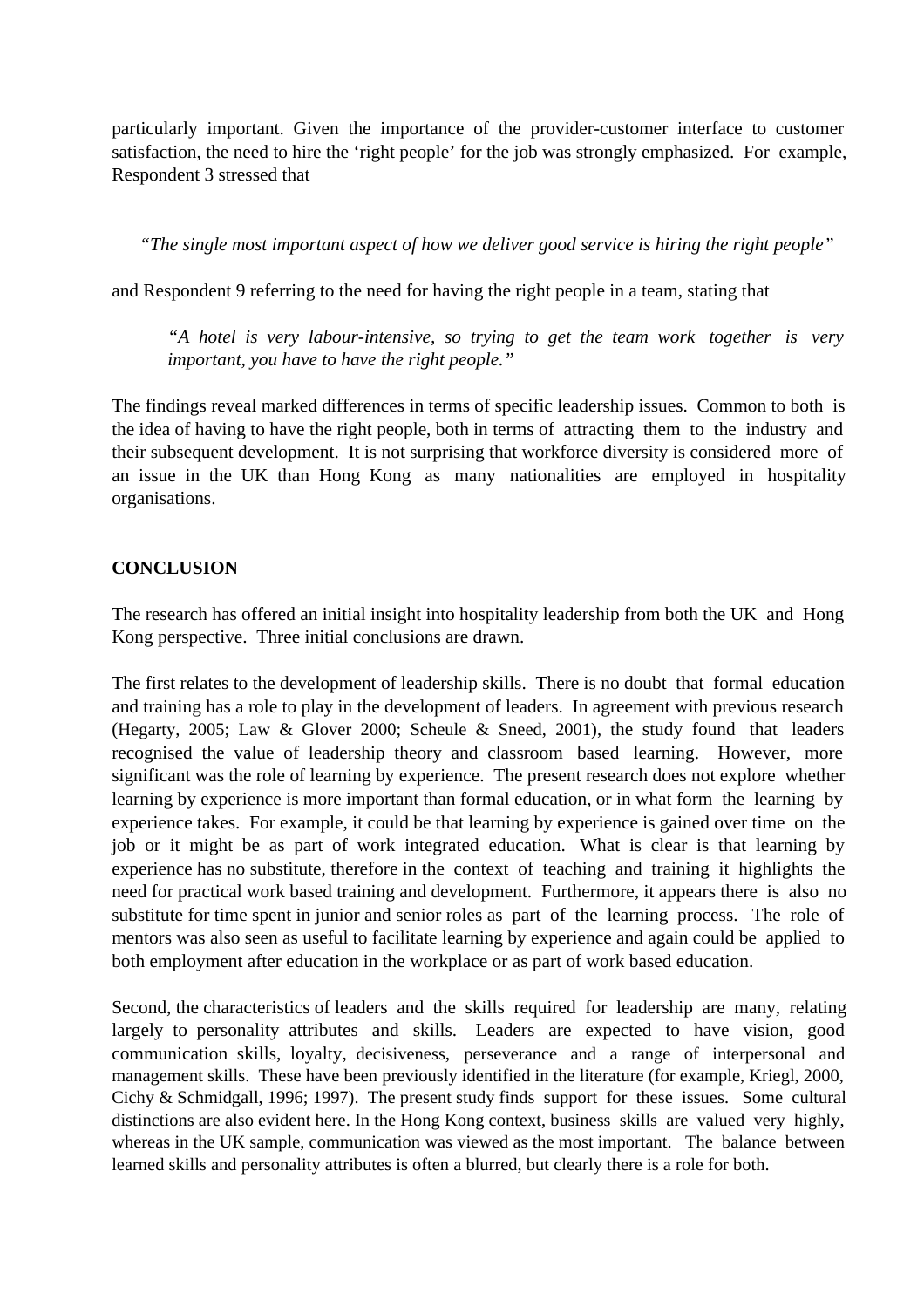particularly important. Given the importance of the provider-customer interface to customer satisfaction, the need to hire the 'right people' for the job was strongly emphasized. For example, Respondent 3 stressed that

> *"The single most important aspect of how we deliver good service is hiring the right people"*

and Respondent 9 referring to the need for having the right people in a team, stating that

> *"A hotel is very labour-intensive, so trying to get the team work together is very important, you have to have the right people."*

The findings reveal marked differences in terms of specific leadership issues. Common to both is the idea of having to have the right people, both in terms of attracting them to the industry and their subsequent development. It is not surprising that workforce diversity is considered more of an issue in the UK than Hong Kong as many nationalities are employed in hospitality organisations.

## CONCLUSION

The research has offered an initial insight into hospitality leadership from both the UK and Hong Kong perspective. Three initial conclusions are drawn.

The first relates to the development of leadership skills. There is no doubt that formal education and training has a role to play in the development of leaders. In agreement with previous research (Hegarty, 2005; Law & Glover 2000; Scheule & Sneed, 2001), the study found that leaders recognised the value of leadership theory and classroom based learning. However, more significant was the role of learning by experience. The present research does not explore whether learning by experience is more important than formal education, or in what form the learning by experience takes. For example, it could be that learning by experience is gained over time on the job or it might be as part of work integrated education. What is clear is that learning by experience has no substitute, therefore in the context of teaching and training it highlights the need for practical work based training and development. Furthermore, it appears there is also no substitute for time spent in junior and senior roles as part of the learning process. The role of mentors was also seen as useful to facilitate learning by experience and again could be applied to both employment after education in the workplace or as part of work based education.

Second, the characteristics of leaders and the skills required for leadership are many, relating largely to personality attributes and skills. Leaders are expected to have vision, good communication skills, loyalty, decisiveness, perseverance and a range of interpersonal and management skills. These have been previously identified in the literature (for example, Kriegl, 2000, Cichy & Schmidgall, 1996; 1997). The present study finds support for these issues. Some cultural distinctions are also evident here. In the Hong Kong context, business skills are valued very highly, whereas in the UK sample, communication was viewed as the most important. The balance between learned skills and personality attributes is often a blurred, but clearly there is a role for both.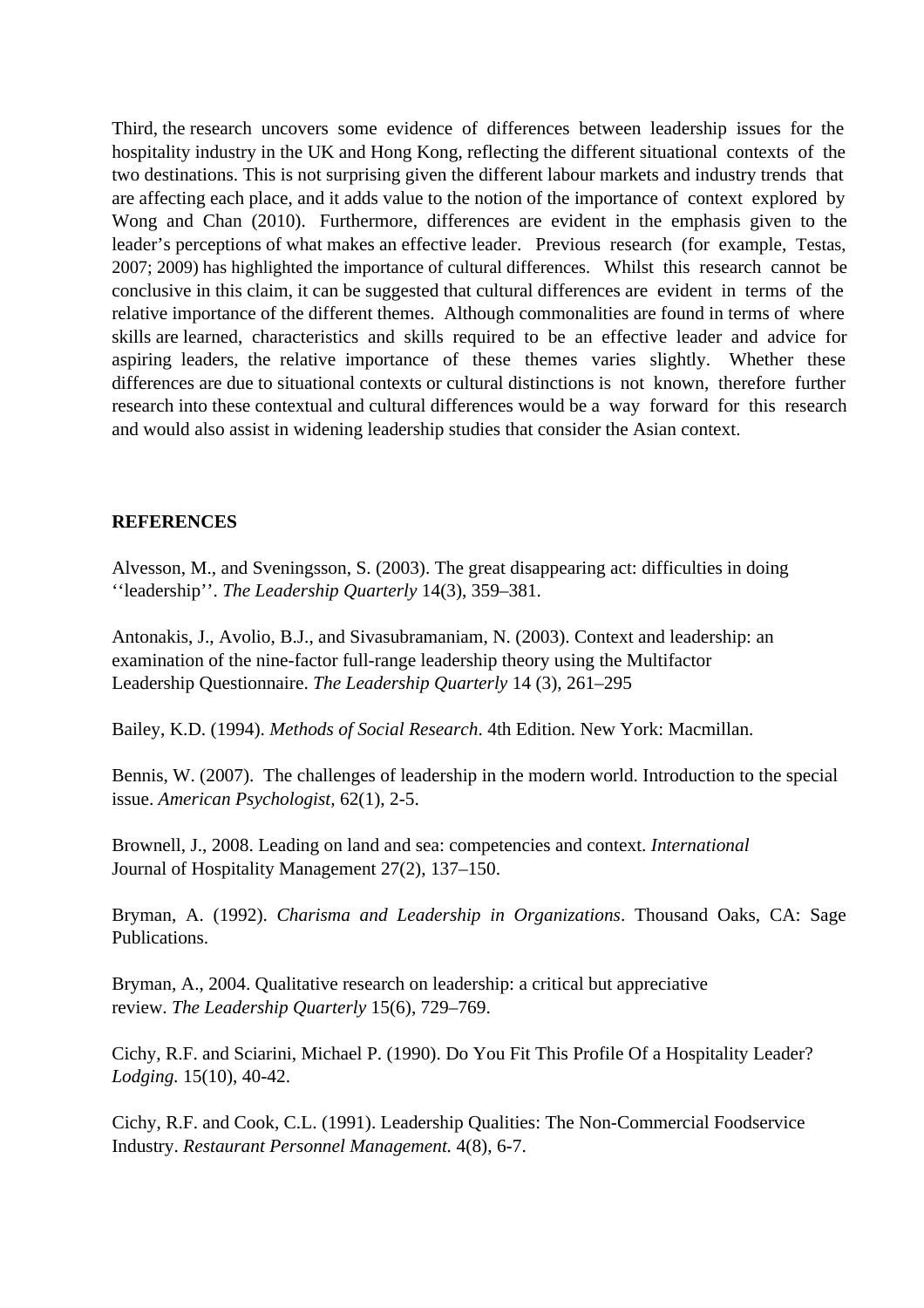Third, the research uncovers some evidence of differences between leadership issues for the hospitality industry in the UK and Hong Kong, reflecting the different situational contexts of the two destinations. This is not surprising given the different labour markets and industry trends that are affecting each place, and it adds value to the notion of the importance of context explored by Wong and Chan (2010). Furthermore, differences are evident in the emphasis given to the leader's perceptions of what makes an effective leader. Previous research (for example, Testas, 2007; 2009) has highlighted the importance of cultural differences. Whilst this research cannot be conclusive in this claim, it can be suggested that cultural differences are evident in terms of the relative importance of the different themes. Although commonalities are found in terms of where skills are learned, characteristics and skills required to be an effective leader and advice for aspiring leaders, the relative importance of these themes varies slightly. Whether these differences are due to situational contexts or cultural distinctions is not known, therefore further research into these contextual and cultural differences would be a way forward for this research and would also assist in widening leadership studies that consider the Asian context.

## REFERENCES

Alvesson, M., and Sveningsson, S. (2003). The great disappearing act: difficulties in doing ‘‘leadership’’. *The Leadership Quarterly* 14(3), 359–381.

Antonakis, J., Avolio, B.J., and Sivasubramaniam, N. (2003). Context and leadership: an examination of the nine-factor full-range leadership theory using the Multifactor Leadership Questionnaire. *The Leadership Quarterly* 14 (3), 261–295

Bailey, K.D. (1994). *Methods of Social Research*. 4th Edition. New York: Macmillan.

Bennis, W. (2007). The challenges of leadership in the modern world. Introduction to the special issue. *American Psychologist,* 62(1), 2-5.

Brownell, J., 2008. Leading on land and sea: competencies and context. *International* Journal of Hospitality Management 27(2), 137–150.

Bryman, A. (1992). *Charisma and Leadership in Organizations*. Thousand Oaks, CA: Sage Publications.

Bryman, A., 2004. Qualitative research on leadership: a critical but appreciative review. *The Leadership Quarterly* 15(6), 729–769.

Cichy, R.F. and Sciarini, Michael P. (1990). Do You Fit This Profile Of a Hospitality Leader? *Lodging.* 15(10), 40-42.

Cichy, R.F. and Cook, C.L. (1991). Leadership Qualities: The Non-Commercial Foodservice Industry. *Restaurant Personnel Management.* 4(8), 6-7.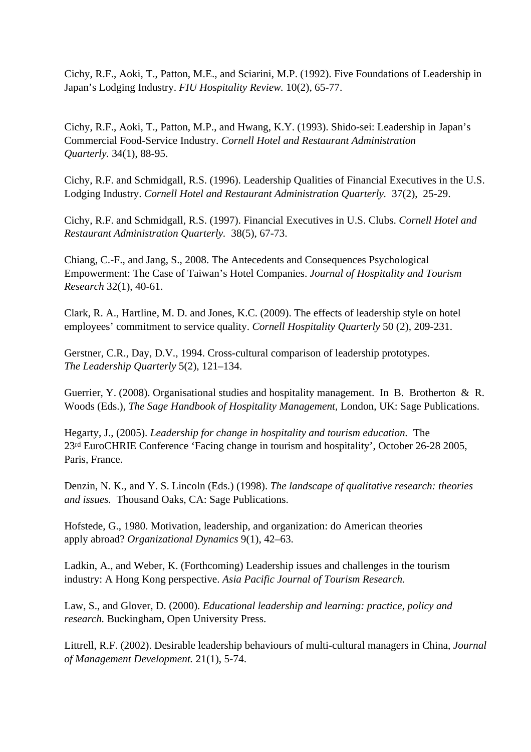Cichy, R.F., Aoki, T., Patton, M.E., and Sciarini, M.P. (1992). Five Foundations of Leadership in Japan's Lodging Industry. *FIU Hospitality Review.* 10(2), 65-77.

Cichy, R.F., Aoki, T., Patton, M.P., and Hwang, K.Y. (1993). Shido-sei: Leadership in Japan's Commercial Food-Service Industry. *Cornell Hotel and Restaurant Administration Quarterly.* 34(1), 88-95.

Cichy, R.F. and Schmidgall, R.S. (1996). Leadership Qualities of Financial Executives in the U.S. Lodging Industry. *Cornell Hotel and Restaurant Administration Quarterly.* 37(2), 25-29.

Cichy, R.F. and Schmidgall, R.S. (1997). Financial Executives in U.S. Clubs. *Cornell Hotel and Restaurant Administration Quarterly.* 38(5), 67-73.

Chiang, C.-F., and Jang, S., 2008. The Antecedents and Consequences Psychological Empowerment: The Case of Taiwan's Hotel Companies. *Journal of Hospitality and Tourism Research* 32(1), 40-61.

Clark, R. A., Hartline, M. D. and Jones, K.C. (2009). The effects of leadership style on hotel employees' commitment to service quality. *Cornell Hospitality Quarterly* 50 (2), 209-231.

Gerstner, C.R., Day, D.V., 1994. Cross-cultural comparison of leadership prototypes. *The Leadership Quarterly* 5(2), 121–134.

Guerrier, Y. (2008). Organisational studies and hospitality management. In B. Brotherton & R. Woods (Eds.), *The Sage Handbook of Hospitality Management,* London, UK: Sage Publications.

Hegarty, J., (2005). *Leadership for change in hospitality and tourism education.* The 23rd EuroCHRIE Conference 'Facing change in tourism and hospitality', October 26-28 2005, Paris, France.

Denzin, N. K., and Y. S. Lincoln (Eds.) (1998). *The landscape of qualitative research: theories and issues.* Thousand Oaks, CA: Sage Publications.

Hofstede, G., 1980. Motivation, leadership, and organization: do American theories apply abroad? *Organizational Dynamics* 9(1), 42–63.

Ladkin, A., and Weber, K. (Forthcoming) Leadership issues and challenges in the tourism industry: A Hong Kong perspective. *Asia Pacific Journal of Tourism Research.*

Law, S., and Glover, D. (2000). *Educational leadership and learning: practice, policy and research.* Buckingham, Open University Press.

Littrell, R.F. (2002). Desirable leadership behaviours of multi-cultural managers in China, *Journal of Management Development.* 21(1), 5-74.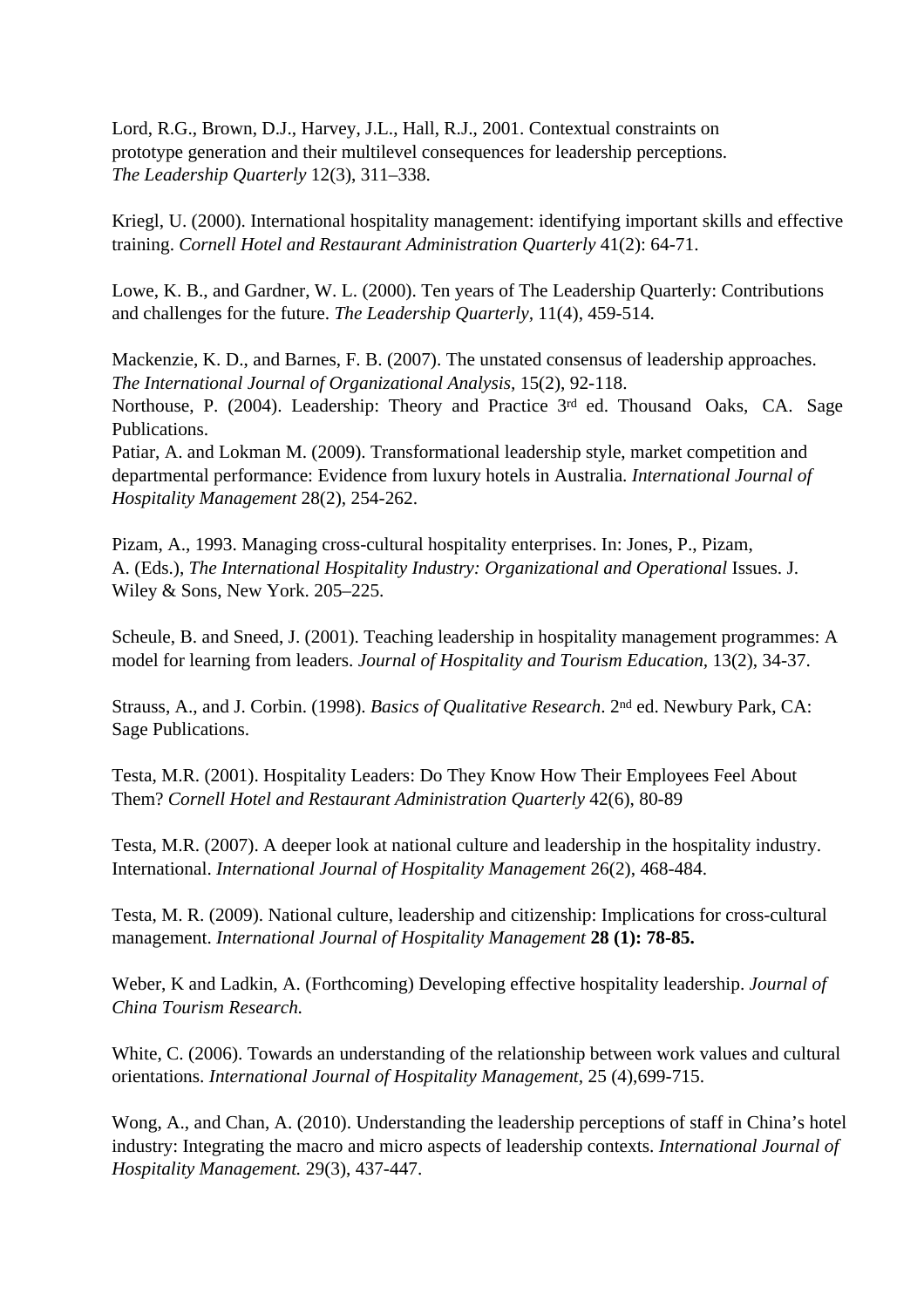Lord, R.G., Brown, D.J., Harvey, J.L., Hall, R.J., 2001. Contextual constraints on prototype generation and their multilevel consequences for leadership perceptions. *The Leadership Quarterly* 12(3), 311–338.

Kriegl, U. (2000). International hospitality management: identifying important skills and effective training. *Cornell Hotel and Restaurant Administration Quarterly* 41(2): 64-71.

Lowe, K. B., and Gardner, W. L. (2000). Ten years of The Leadership Quarterly: Contributions and challenges for the future. *The Leadership Quarterly,* 11(4), 459-514.

Mackenzie, K. D., and Barnes, F. B. (2007). The unstated consensus of leadership approaches. *The International Journal of Organizational Analysis*, 15(2), 92-118.

Northouse, P. (2004). Leadership: Theory and Practice 3rd ed. Thousand Oaks, CA. Sage Publications.

Patiar, A. and Lokman M. (2009). Transformational leadership style, market competition and departmental performance: Evidence from luxury hotels in Australia. *International Journal of Hospitality Management* 28(2), 254-262.

Pizam, A., 1993. Managing cross-cultural hospitality enterprises. In: Jones, P., Pizam, A. (Eds.), *The International Hospitality Industry: Organizational and Operational* Issues. J. Wiley & Sons, New York. 205–225.

Scheule, B. and Sneed, J. (2001). Teaching leadership in hospitality management programmes: A model for learning from leaders. *Journal of Hospitality and Tourism Education,* 13(2), 34-37.

Strauss, A., and J. Corbin. (1998). *Basics of Qualitative Research*. 2nd ed. Newbury Park, CA: Sage Publications.

Testa, M.R. (2001). Hospitality Leaders: Do They Know How Their Employees Feel About Them? *Cornell Hotel and Restaurant Administration Quarterly* 42(6), 80-89

Testa, M.R. (2007). A deeper look at national culture and leadership in the hospitality industry. International. *International Journal of Hospitality Management* 26(2), 468-484.

Testa, M. R. (2009). National culture, leadership and citizenship: Implications for cross-cultural management. *International Journal of Hospitality Management* **28 (1): 78-85.**

Weber, K and Ladkin, A. (Forthcoming) Developing effective hospitality leadership. *Journal of China Tourism Research.*

White, C. (2006). Towards an understanding of the relationship between work values and cultural orientations. *International Journal of Hospitality Management,* 25 (4),699-715.

Wong, A., and Chan, A. (2010). Understanding the leadership perceptions of staff in China's hotel industry: Integrating the macro and micro aspects of leadership contexts. *International Journal of Hospitality Management.* 29(3), 437-447.